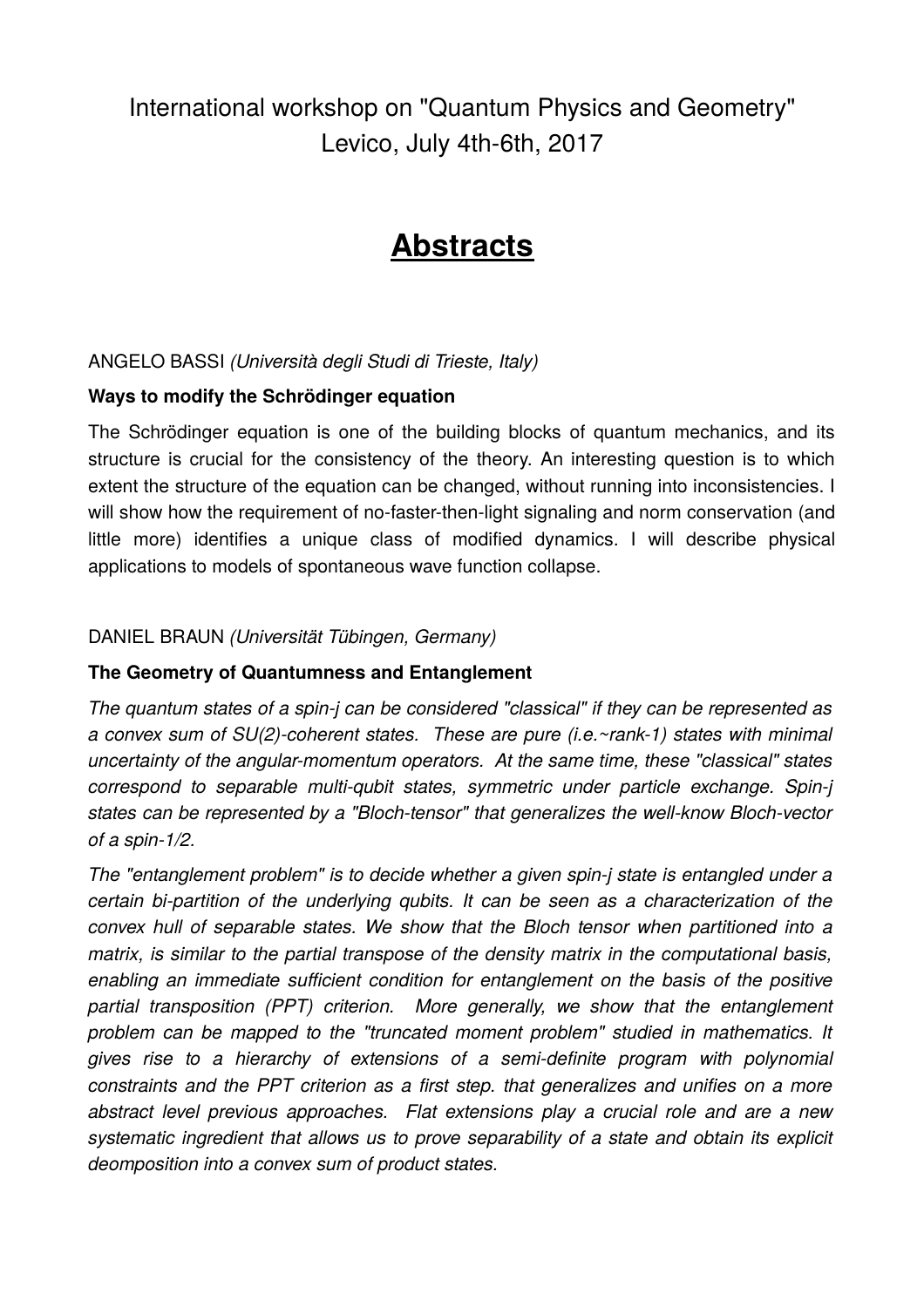International workshop on "Quantum Physics and Geometry"
Levico, July 4th-6th, 2017

# Abstracts

ANGELO BASSI *(Università degli Studi di Trieste, Italy)*

**Ways to modify the Schrödinger equation**

The Schrödinger equation is one of the building blocks of quantum mechanics, and its structure is crucial for the consistency of the theory. An interesting question is to which extent the structure of the equation can be changed, without running into inconsistencies. I will show how the requirement of no-faster-then-light signaling and norm conservation (and little more) identifies a unique class of modified dynamics. I will describe physical applications to models of spontaneous wave function collapse.

DANIEL BRAUN *(Universität Tübingen, Germany)*

**The Geometry of Quantumness and Entanglement**

*The quantum states of a spin-j can be considered "classical" if they can be represented as a convex sum of SU(2)-coherent states. These are pure (i.e.~rank-1) states with minimal uncertainty of the angular-momentum operators. At the same time, these "classical" states correspond to separable multi-qubit states, symmetric under particle exchange. Spin-j states can be represented by a "Bloch-tensor" that generalizes the well-know Bloch-vector of a spin-1/2.*

*The "entanglement problem" is to decide whether a given spin-j state is entangled under a certain bi-partition of the underlying qubits. It can be seen as a characterization of the convex hull of separable states. We show that the Bloch tensor when partitioned into a matrix, is similar to the partial transpose of the density matrix in the computational basis, enabling an immediate sufficient condition for entanglement on the basis of the positive partial transposition (PPT) criterion. More generally, we show that the entanglement problem can be mapped to the "truncated moment problem" studied in mathematics. It gives rise to a hierarchy of extensions of a semi-definite program with polynomial constraints and the PPT criterion as a first step. that generalizes and unifies on a more abstract level previous approaches. Flat extensions play a crucial role and are a new systematic ingredient that allows us to prove separability of a state and obtain its explicit deomposition into a convex sum of product states.*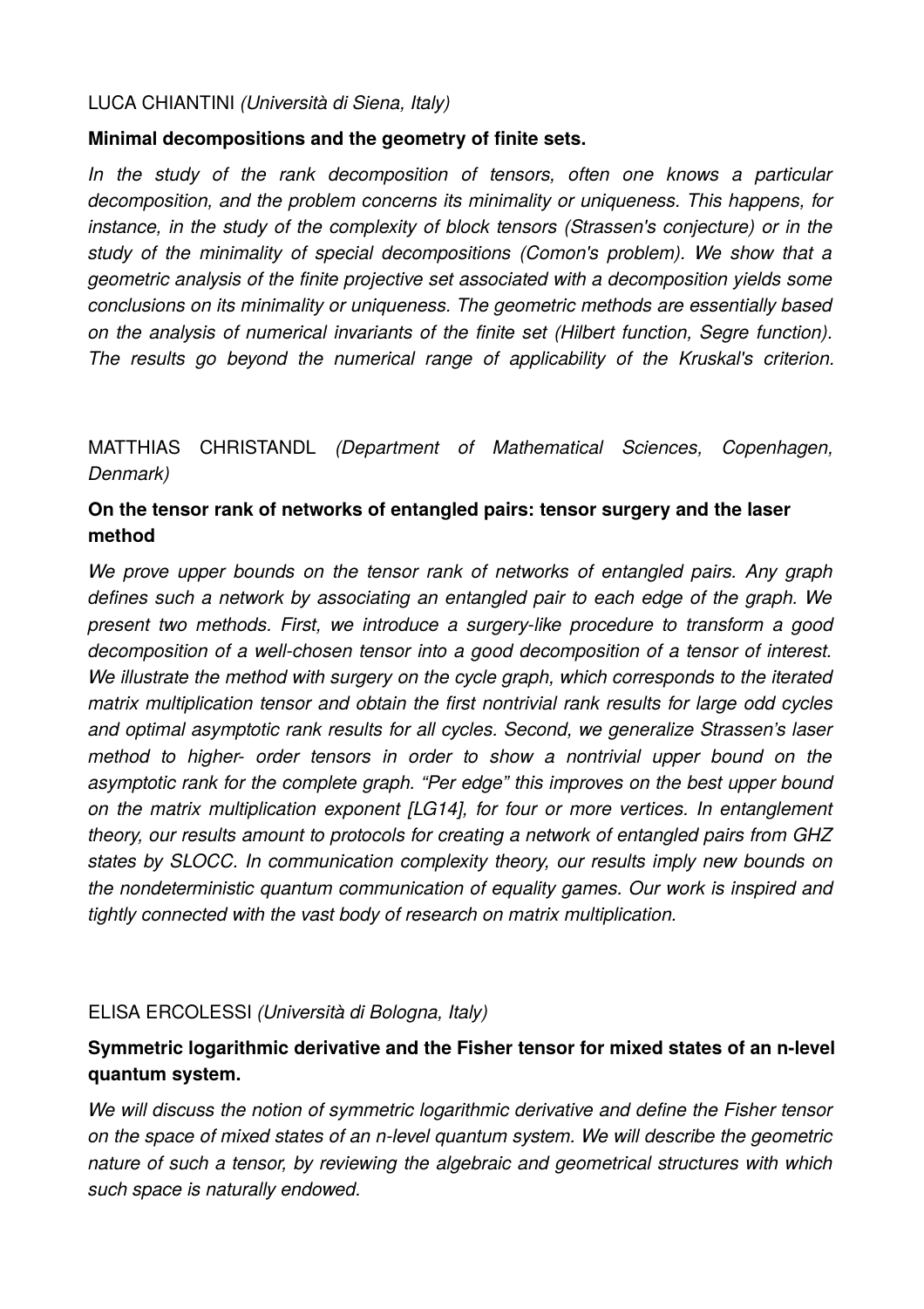LUCA CHIANTINI *(Università di Siena, Italy)*

**Minimal decompositions and the geometry of finite sets.**

*In the study of the rank decomposition of tensors, often one knows a particular decomposition, and the problem concerns its minimality or uniqueness. This happens, for instance, in the study of the complexity of block tensors (Strassen's conjecture) or in the study of the minimality of special decompositions (Comon's problem). We show that a geometric analysis of the finite projective set associated with a decomposition yields some conclusions on its minimality or uniqueness. The geometric methods are essentially based on the analysis of numerical invariants of the finite set (Hilbert function, Segre function). The results go beyond the numerical range of applicability of the Kruskal's criterion.*

MATTHIAS CHRISTANDL *(Department of Mathematical Sciences, Copenhagen, Denmark)*

**On the tensor rank of networks of entangled pairs: tensor surgery and the laser method**

*We prove upper bounds on the tensor rank of networks of entangled pairs. Any graph defines such a network by associating an entangled pair to each edge of the graph. We present two methods. First, we introduce a surgery-like procedure to transform a good decomposition of a well-chosen tensor into a good decomposition of a tensor of interest. We illustrate the method with surgery on the cycle graph, which corresponds to the iterated matrix multiplication tensor and obtain the first nontrivial rank results for large odd cycles and optimal asymptotic rank results for all cycles. Second, we generalize Strassen's laser method to higher- order tensors in order to show a nontrivial upper bound on the asymptotic rank for the complete graph. "Per edge" this improves on the best upper bound on the matrix multiplication exponent [LG14], for four or more vertices. In entanglement theory, our results amount to protocols for creating a network of entangled pairs from GHZ states by SLOCC. In communication complexity theory, our results imply new bounds on the nondeterministic quantum communication of equality games. Our work is inspired and tightly connected with the vast body of research on matrix multiplication.*

ELISA ERCOLESSI *(Università di Bologna, Italy)*

**Symmetric logarithmic derivative and the Fisher tensor for mixed states of an n-level quantum system.**

*We will discuss the notion of symmetric logarithmic derivative and define the Fisher tensor on the space of mixed states of an n-level quantum system. We will describe the geometric nature of such a tensor, by reviewing the algebraic and geometrical structures with which such space is naturally endowed.*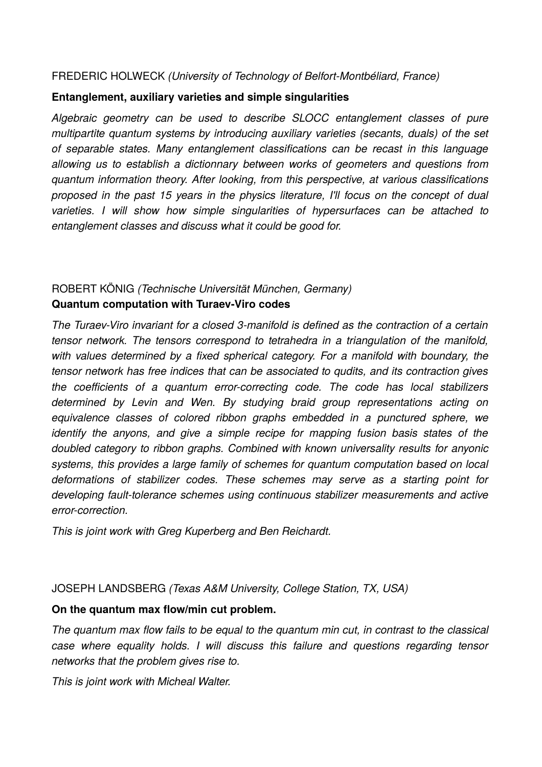FREDERIC HOLWECK *(University of Technology of Belfort-Montbéliard, France)*

**Entanglement, auxiliary varieties and simple singularities**

*Algebraic geometry can be used to describe SLOCC entanglement classes of pure multipartite quantum systems by introducing auxiliary varieties (secants, duals) of the set of separable states. Many entanglement classifications can be recast in this language allowing us to establish a dictionnary between works of geometers and questions from quantum information theory. After looking, from this perspective, at various classifications proposed in the past 15 years in the physics literature, I'll focus on the concept of dual varieties. I will show how simple singularities of hypersurfaces can be attached to entanglement classes and discuss what it could be good for.*

ROBERT KÖNIG *(Technische Universität München, Germany)*
**Quantum computation with Turaev-Viro codes**

*The Turaev-Viro invariant for a closed 3-manifold is defined as the contraction of a certain tensor network. The tensors correspond to tetrahedra in a triangulation of the manifold, with values determined by a fixed spherical category. For a manifold with boundary, the tensor network has free indices that can be associated to qudits, and its contraction gives the coefficients of a quantum error-correcting code. The code has local stabilizers determined by Levin and Wen. By studying braid group representations acting on equivalence classes of colored ribbon graphs embedded in a punctured sphere, we identify the anyons, and give a simple recipe for mapping fusion basis states of the doubled category to ribbon graphs. Combined with known universality results for anyonic systems, this provides a large family of schemes for quantum computation based on local deformations of stabilizer codes. These schemes may serve as a starting point for developing fault-tolerance schemes using continuous stabilizer measurements and active error-correction.*

*This is joint work with Greg Kuperberg and Ben Reichardt.*

JOSEPH LANDSBERG *(Texas A&M University, College Station, TX, USA)*

**On the quantum max flow/min cut problem.**

*The quantum max flow fails to be equal to the quantum min cut, in contrast to the classical case where equality holds. I will discuss this failure and questions regarding tensor networks that the problem gives rise to.*

*This is joint work with Micheal Walter.*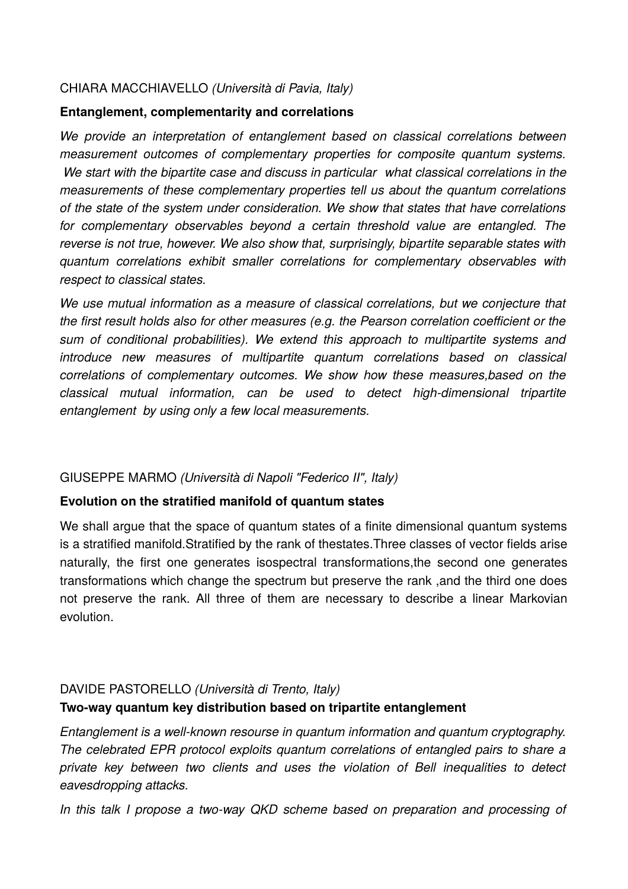CHIARA MACCHIAVELLO *(Università di Pavia, Italy)*

**Entanglement, complementarity and correlations**

*We provide an interpretation of entanglement based on classical correlations between measurement outcomes of complementary properties for composite quantum systems. We start with the bipartite case and discuss in particular what classical correlations in the measurements of these complementary properties tell us about the quantum correlations of the state of the system under consideration. We show that states that have correlations for complementary observables beyond a certain threshold value are entangled. The reverse is not true, however. We also show that, surprisingly, bipartite separable states with quantum correlations exhibit smaller correlations for complementary observables with respect to classical states.*

*We use mutual information as a measure of classical correlations, but we conjecture that the first result holds also for other measures (e.g. the Pearson correlation coefficient or the sum of conditional probabilities). We extend this approach to multipartite systems and introduce new measures of multipartite quantum correlations based on classical correlations of complementary outcomes. We show how these measures,based on the classical mutual information, can be used to detect high-dimensional tripartite entanglement by using only a few local measurements.*

GIUSEPPE MARMO *(Università di Napoli "Federico II", Italy)*

**Evolution on the stratified manifold of quantum states**

We shall argue that the space of quantum states of a finite dimensional quantum systems is a stratified manifold.Stratified by the rank of thestates.Three classes of vector fields arise naturally, the first one generates isospectral transformations,the second one generates transformations which change the spectrum but preserve the rank ,and the third one does not preserve the rank. All three of them are necessary to describe a linear Markovian evolution.

DAVIDE PASTORELLO *(Università di Trento, Italy)*

**Two-way quantum key distribution based on tripartite entanglement**

*Entanglement is a well-known resourse in quantum information and quantum cryptography. The celebrated EPR protocol exploits quantum correlations of entangled pairs to share a private key between two clients and uses the violation of Bell inequalities to detect eavesdropping attacks.*

*In this talk I propose a two-way QKD scheme based on preparation and processing of*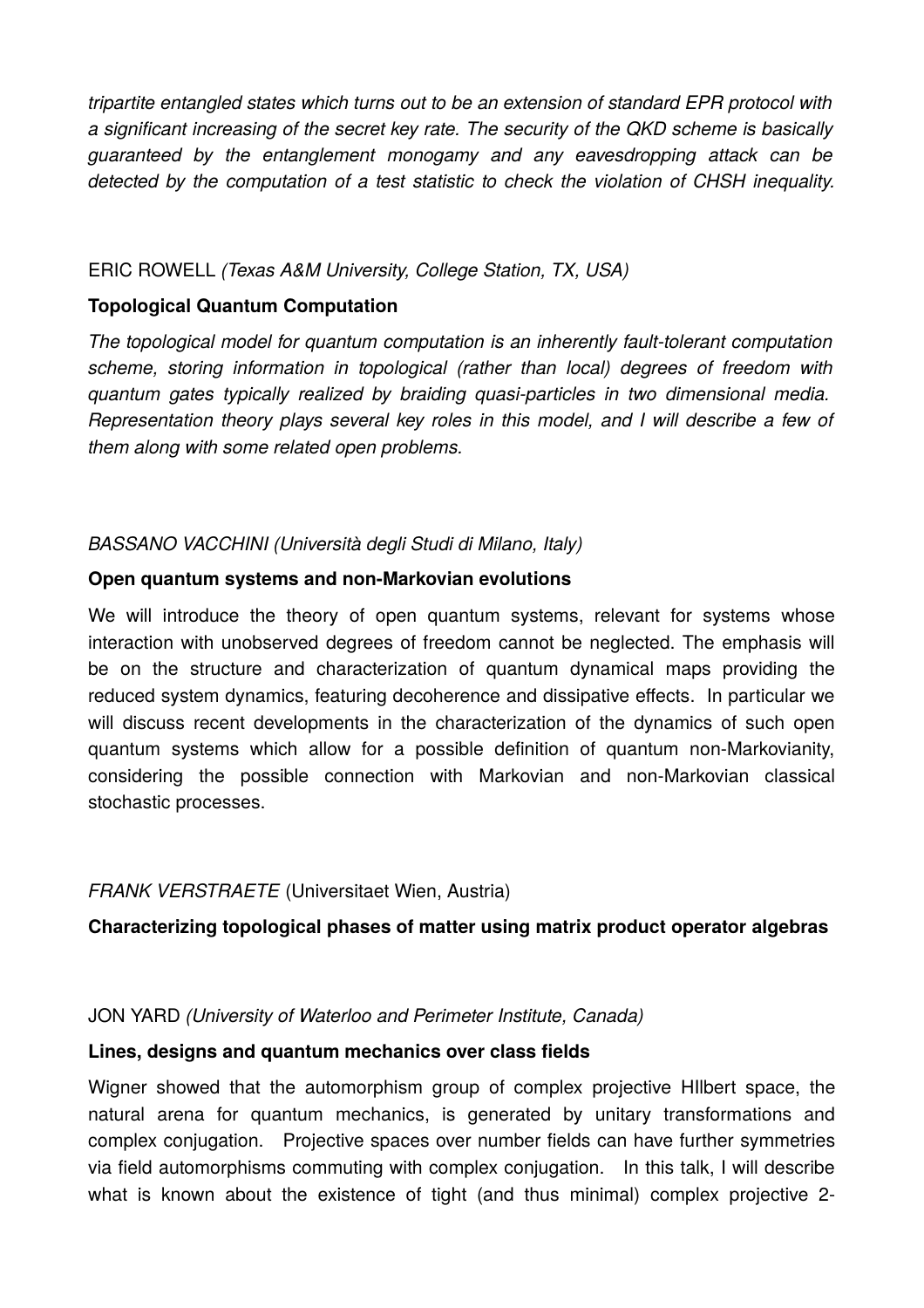*tripartite entangled states which turns out to be an extension of standard EPR protocol with a significant increasing of the secret key rate. The security of the QKD scheme is basically guaranteed by the entanglement monogamy and any eavesdropping attack can be detected by the computation of a test statistic to check the violation of CHSH inequality.*

ERIC ROWELL *(Texas A&M University, College Station, TX, USA)*

**Topological Quantum Computation**

*The topological model for quantum computation is an inherently fault-tolerant computation scheme, storing information in topological (rather than local) degrees of freedom with quantum gates typically realized by braiding quasi-particles in two dimensional media. Representation theory plays several key roles in this model, and I will describe a few of them along with some related open problems.*

*BASSANO VACCHINI (Università degli Studi di Milano, Italy)*

**Open quantum systems and non-Markovian evolutions**

We will introduce the theory of open quantum systems, relevant for systems whose interaction with unobserved degrees of freedom cannot be neglected. The emphasis will be on the structure and characterization of quantum dynamical maps providing the reduced system dynamics, featuring decoherence and dissipative effects. In particular we will discuss recent developments in the characterization of the dynamics of such open quantum systems which allow for a possible definition of quantum non-Markovianity, considering the possible connection with Markovian and non-Markovian classical stochastic processes.

*FRANK VERSTRAETE* (Universitaet Wien, Austria)

**Characterizing topological phases of matter using matrix product operator algebras**

JON YARD *(University of Waterloo and Perimeter Institute, Canada)*

**Lines, designs and quantum mechanics over class fields**

Wigner showed that the automorphism group of complex projective HIlbert space, the natural arena for quantum mechanics, is generated by unitary transformations and complex conjugation. Projective spaces over number fields can have further symmetries via field automorphisms commuting with complex conjugation. In this talk, I will describe what is known about the existence of tight (and thus minimal) complex projective 2-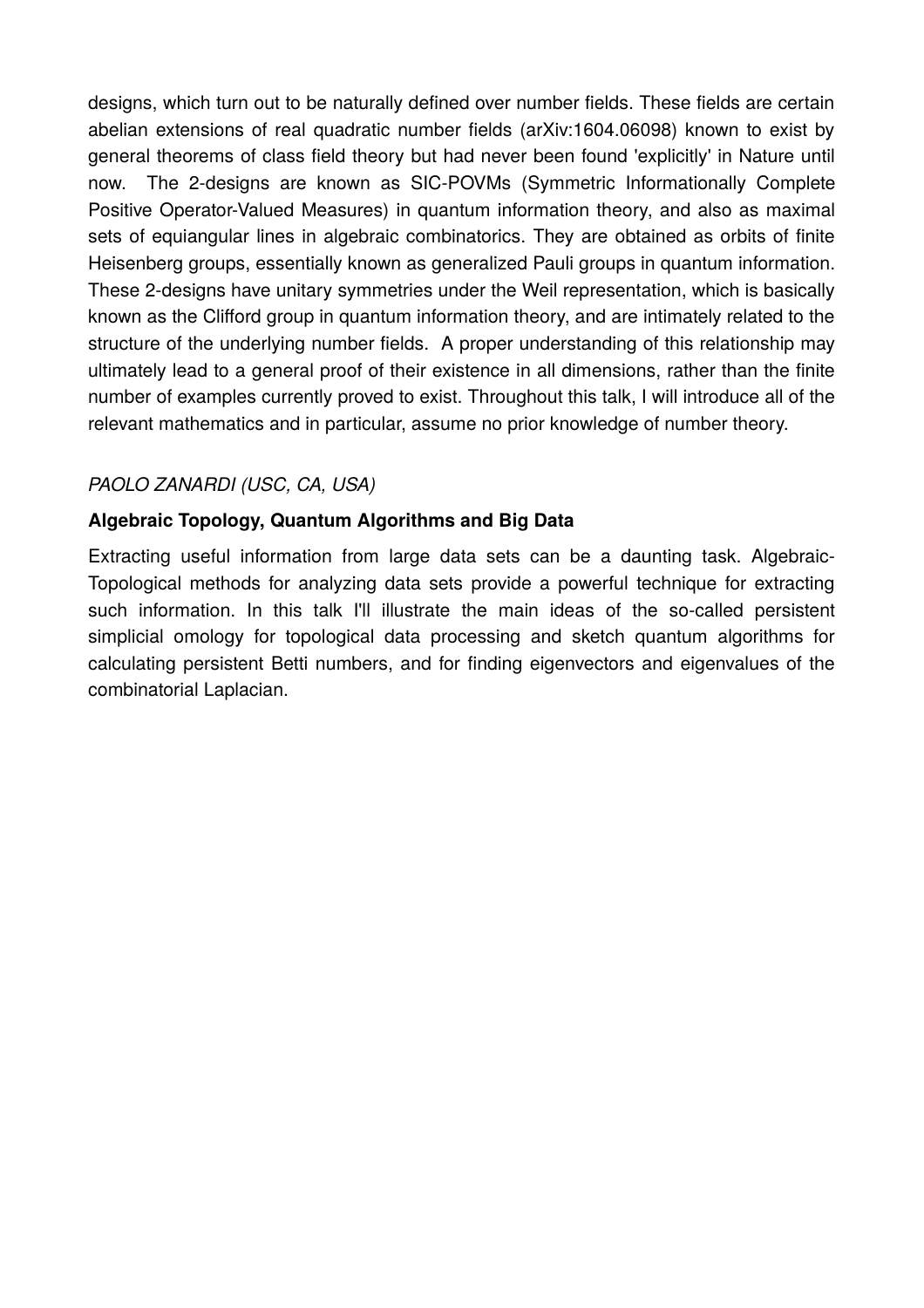designs, which turn out to be naturally defined over number fields. These fields are certain abelian extensions of real quadratic number fields (arXiv:1604.06098) known to exist by general theorems of class field theory but had never been found 'explicitly' in Nature until now. The 2-designs are known as SIC-POVMs (Symmetric Informationally Complete Positive Operator-Valued Measures) in quantum information theory, and also as maximal sets of equiangular lines in algebraic combinatorics. They are obtained as orbits of finite Heisenberg groups, essentially known as generalized Pauli groups in quantum information. These 2-designs have unitary symmetries under the Weil representation, which is basically known as the Clifford group in quantum information theory, and are intimately related to the structure of the underlying number fields. A proper understanding of this relationship may ultimately lead to a general proof of their existence in all dimensions, rather than the finite number of examples currently proved to exist. Throughout this talk, I will introduce all of the relevant mathematics and in particular, assume no prior knowledge of number theory.

*PAOLO ZANARDI (USC, CA, USA)*

**Algebraic Topology, Quantum Algorithms and Big Data**

Extracting useful information from large data sets can be a daunting task. Algebraic-Topological methods for analyzing data sets provide a powerful technique for extracting such information. In this talk I'll illustrate the main ideas of the so-called persistent simplicial omology for topological data processing and sketch quantum algorithms for calculating persistent Betti numbers, and for finding eigenvectors and eigenvalues of the combinatorial Laplacian.